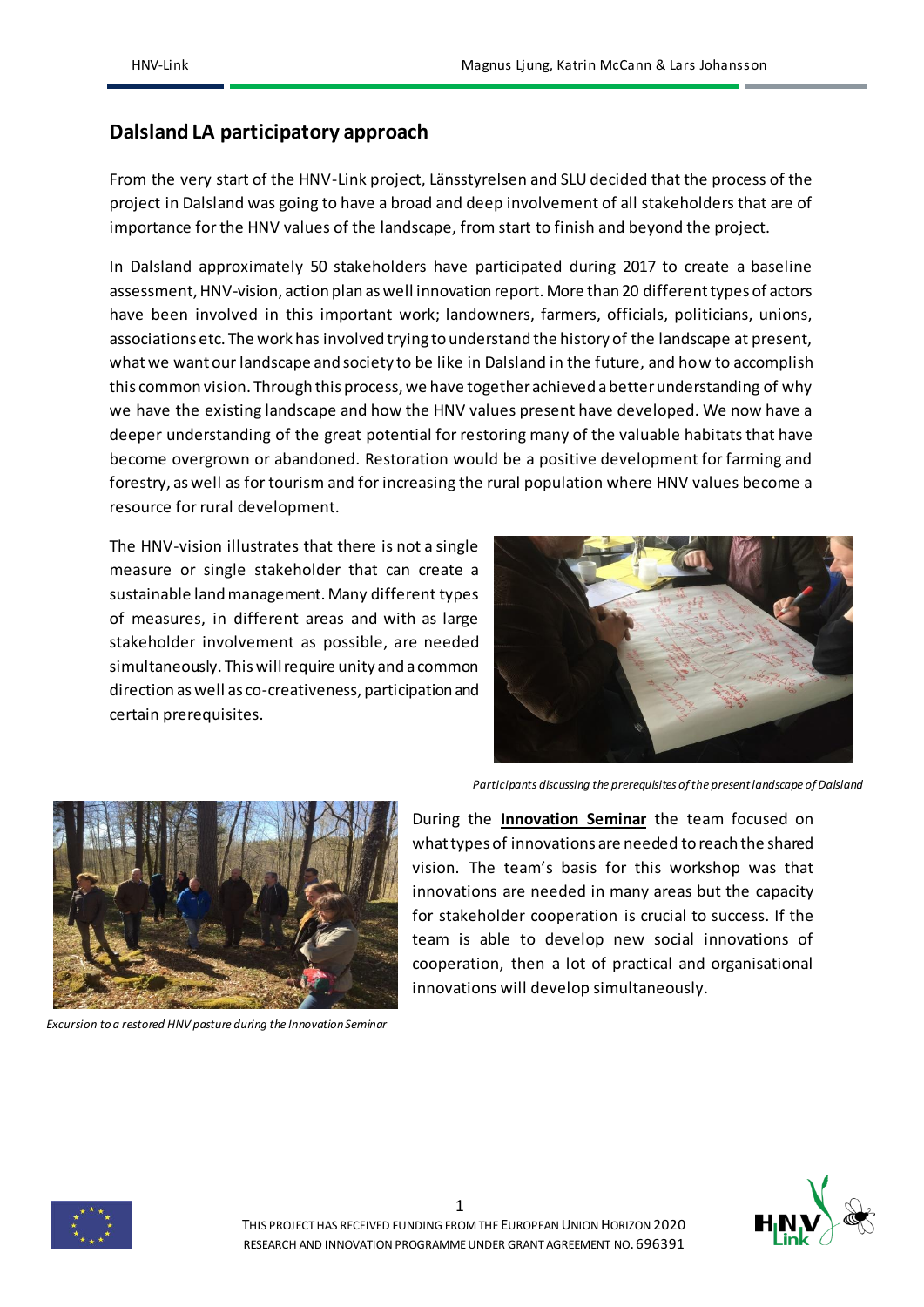## Dalsland LA participatory approach

From the very start of the HNV-Link project, Länsstyrelsen and SLU decided that the process of the project in Dalsland was going to have a broad and deep involvement of all stakeholders that are of importance for the HNV values of the landscape, from start to finish and beyond the project.

In Dalsland approximately 50 stakeholders have participated during 2017 to create a baseline assessment, HNV-vision, action plan as well innovation report. More than 20 different types of actors have been involved in this important work; landowners, farmers, officials, politicians, unions, associations etc. The work has involved trying to understand the history of the landscape at present, what we want our landscape and society to be like in Dalsland in the future, and how to accomplish this common vision. Through this process, we have together achieved a better understanding of why we have the existing landscape and how the HNV values present have developed. We now have a deeper understanding of the great potential for restoring many of the valuable habitats that have become overgrown or abandoned. Restoration would be a positive development for farming and forestry, as well as for tourism and for increasing the rural population where HNV values become a resource for rural development.

The HNV-vision illustrates that there is not a single measure or single stakeholder that can create a sustainable land management. Many different types of measures, in different areas and with as large stakeholder involvement as possible, are needed simultaneously. This will require unity and a common direction as well as co-creativeness, participation and certain prerequisites.

*Participants discussing the prerequisites of the present landscape of Dalsland*

During the **Innovation Seminar** the team focused on what types of innovations are needed to reach the shared vision. The team's basis for this workshop was that innovations are needed in many areas but the capacity for stakeholder cooperation is crucial to success. If the team is able to develop new social innovations of cooperation, then a lot of practical and organisational innovations will develop simultaneously.

*Excursion to a restored HNV pasture during the Innovation Seminar*

THIS PROJECT HAS RECEIVED FUNDING FROM THE EUROPEAN UNION HORIZON 2020 RESEARCH AND INNOVATION PROGRAMME UNDER GRANT AGREEMENT NO. 696391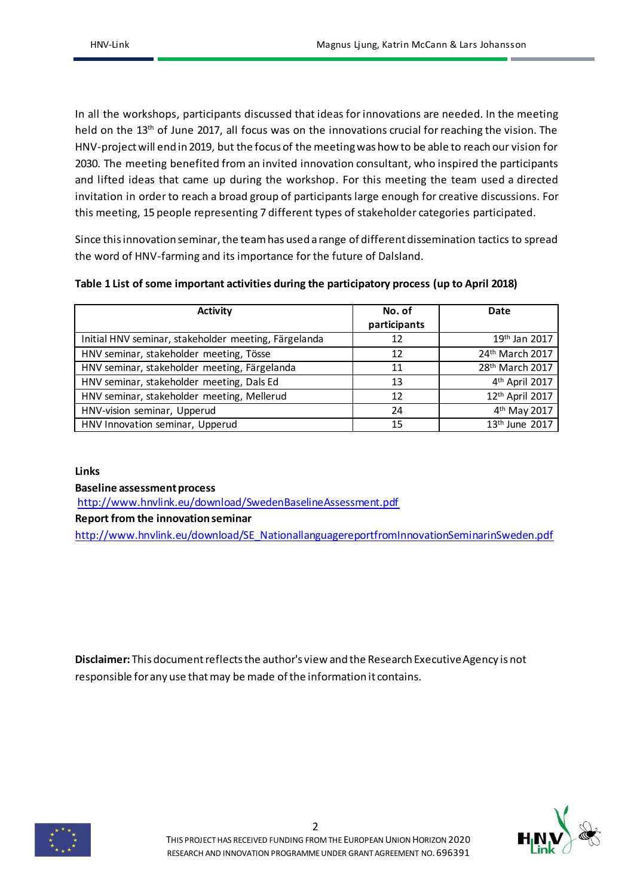In all the workshops, participants discussed that ideas for innovations are needed. In the meeting held on the 13th of June 2017, all focus was on the innovations crucial for reaching the vision. The HNV-project will end in 2019, but the focus of the meeting was how to be able to reach our vision for 2030. The meeting benefited from an invited innovation consultant, who inspired the participants and lifted ideas that came up during the workshop. For this meeting the team used a directed invitation in order to reach a broad group of participants large enough for creative discussions. For this meeting, 15 people representing 7 different types of stakeholder categories participated.

Since this innovation seminar, the team has used a range of different dissemination tactics to spread the word of HNV-farming and its importance for the future of Dalsland.

**Table 1 List of some important activities during the participatory process (up to April 2018)**

| Activity | No. of participants | Date |
|---|---|---|
| Initial HNV seminar, stakeholder meeting, Färgelanda | 12 | 19th Jan 2017 |
| HNV seminar, stakeholder meeting, Tösse | 12 | 24th March 2017 |
| HNV seminar, stakeholder meeting, Färgelanda | 11 | 28th March 2017 |
| HNV seminar, stakeholder meeting, Dals Ed | 13 | 4th April 2017 |
| HNV seminar, stakeholder meeting, Mellerud | 12 | 12th April 2017 |
| HNV-vision seminar, Upperud | 24 | 4th May 2017 |
| HNV Innovation seminar, Upperud | 15 | 13th June 2017 |

**Links**

**Baseline assessment process**

http://www.hnvlink.eu/download/SwedenBaselineAssessment.pdf

**Report from the innovation seminar**

http://www.hnvlink.eu/download/SE_NationallanguagereportfromInnovationSeminarinSweden.pdf

**Disclaimer:** This document reflects the author's view and the Research Executive Agency is not responsible for any use that may be made of the information it contains.

THIS PROJECT HAS RECEIVED FUNDING FROM THE EUROPEAN UNION HORIZON 2020 RESEARCH AND INNOVATION PROGRAMME UNDER GRANT AGREEMENT NO. 696391